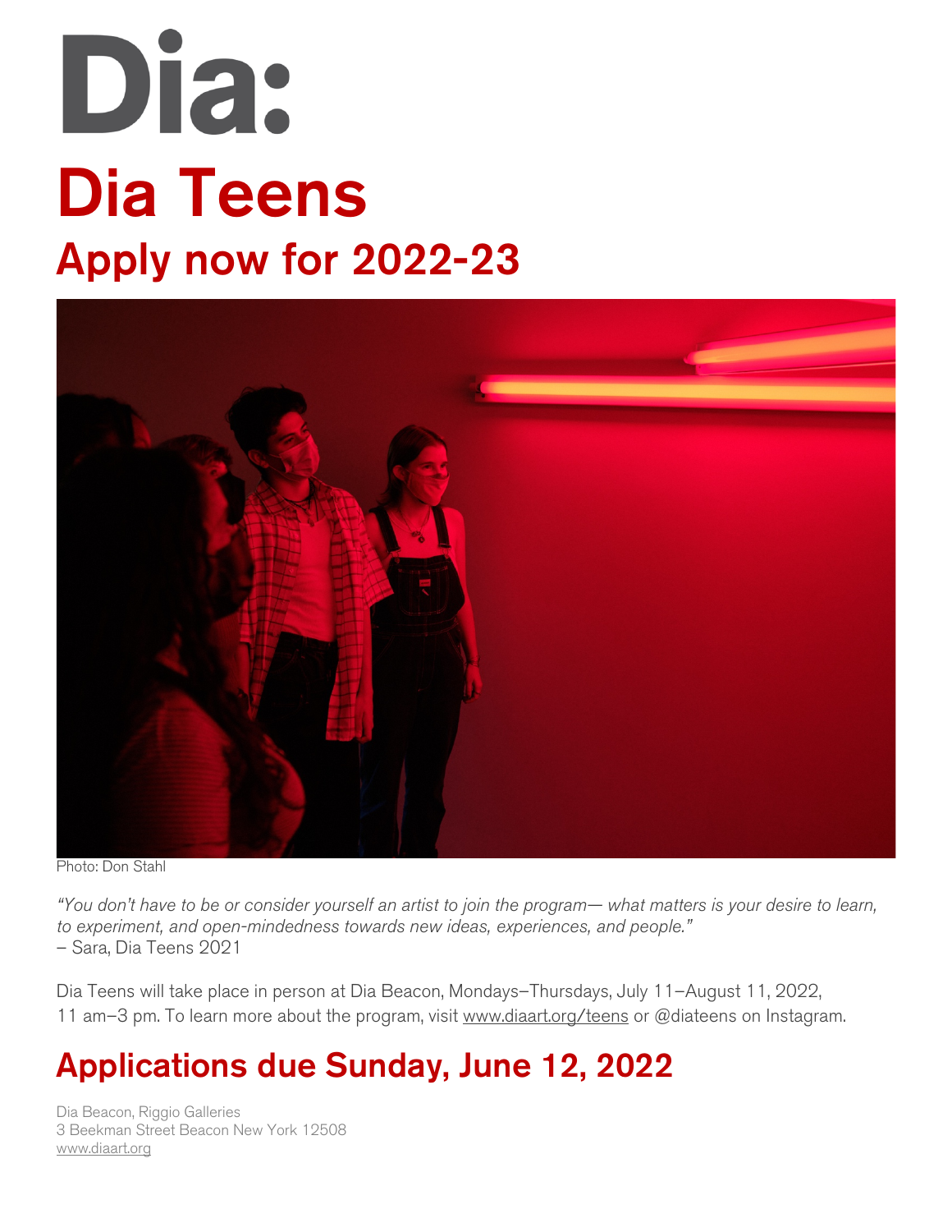# Dia:

# Dia Teens

## Apply now for 2022-23

Photo: Don Stahl

*"You don't have to be or consider yourself an artist to join the program— what matters is your desire to learn, to experiment, and open-mindedness towards new ideas, experiences, and people."*
– Sara, Dia Teens 2021

Dia Teens will take place in person at Dia Beacon, Mondays–Thursdays, July 11–August 11, 2022, 11 am–3 pm. To learn more about the program, visit www.diaart.org/teens or @diateens on Instagram.

## Applications due Sunday, June 12, 2022

Dia Beacon, Riggio Galleries
3 Beekman Street Beacon New York 12508
www.diaart.org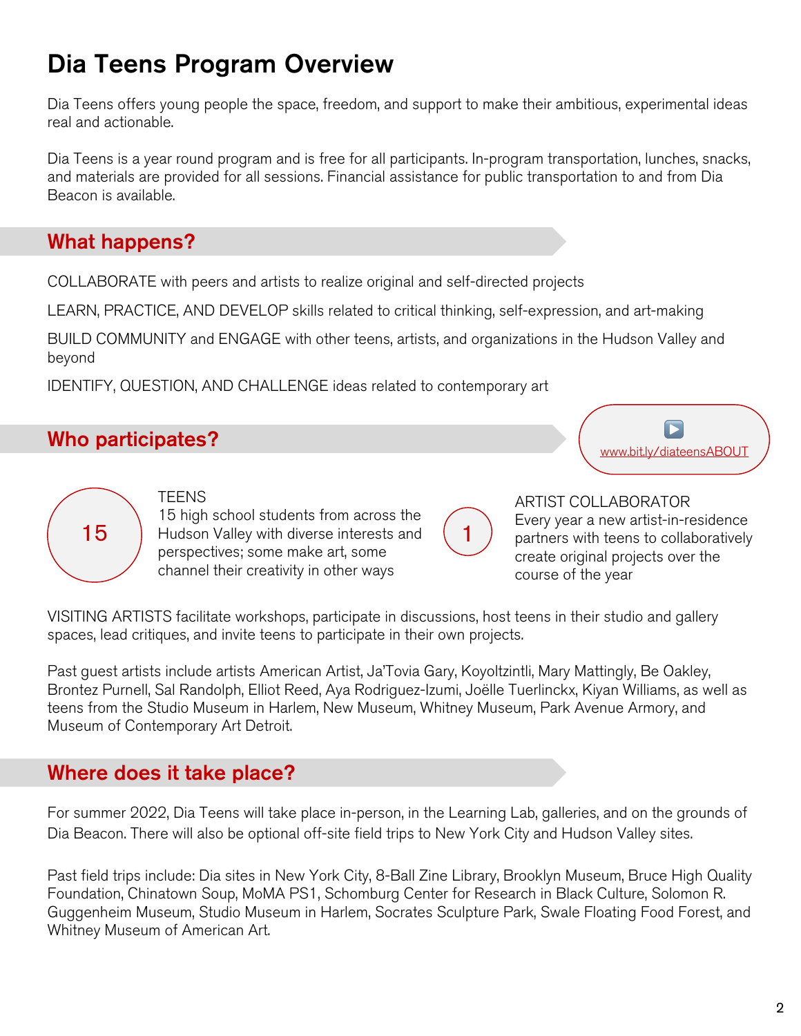# Dia Teens Program Overview

Dia Teens offers young people the space, freedom, and support to make their ambitious, experimental ideas real and actionable.

Dia Teens is a year round program and is free for all participants. In-program transportation, lunches, snacks, and materials are provided for all sessions. Financial assistance for public transportation to and from Dia Beacon is available.

## What happens?

COLLABORATE with peers and artists to realize original and self-directed projects

LEARN, PRACTICE, AND DEVELOP skills related to critical thinking, self-expression, and art-making

BUILD COMMUNITY and ENGAGE with other teens, artists, and organizations in the Hudson Valley and beyond

IDENTIFY, QUESTION, AND CHALLENGE ideas related to contemporary art

## Who participates?

▶ www.bit.ly/diateensABOUT

**15** TEENS
15 high school students from across the Hudson Valley with diverse interests and perspectives; some make art, some channel their creativity in other ways

**1** ARTIST COLLABORATOR
Every year a new artist-in-residence partners with teens to collaboratively create original projects over the course of the year

VISITING ARTISTS facilitate workshops, participate in discussions, host teens in their studio and gallery spaces, lead critiques, and invite teens to participate in their own projects.

Past guest artists include artists American Artist, Ja'Tovia Gary, Koyoltzintli, Mary Mattingly, Be Oakley, Brontez Purnell, Sal Randolph, Elliot Reed, Aya Rodriguez-Izumi, Joëlle Tuerlinckx, Kiyan Williams, as well as teens from the Studio Museum in Harlem, New Museum, Whitney Museum, Park Avenue Armory, and Museum of Contemporary Art Detroit.

## Where does it take place?

For summer 2022, Dia Teens will take place in-person, in the Learning Lab, galleries, and on the grounds of Dia Beacon. There will also be optional off-site field trips to New York City and Hudson Valley sites.

Past field trips include: Dia sites in New York City, 8-Ball Zine Library, Brooklyn Museum, Bruce High Quality Foundation, Chinatown Soup, MoMA PS1, Schomburg Center for Research in Black Culture, Solomon R. Guggenheim Museum, Studio Museum in Harlem, Socrates Sculpture Park, Swale Floating Food Forest, and Whitney Museum of American Art.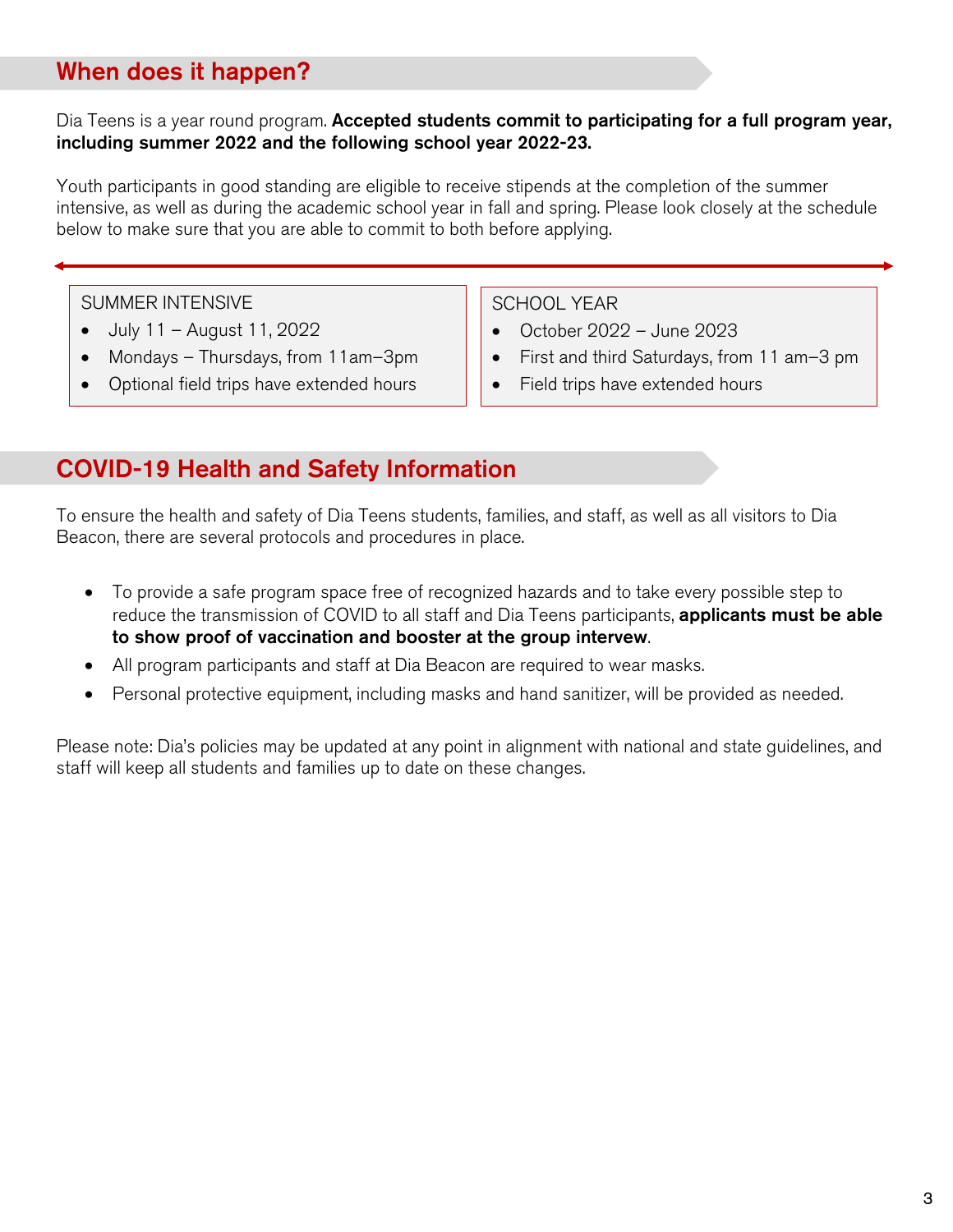## When does it happen?

Dia Teens is a year round program. **Accepted students commit to participating for a full program year, including summer 2022 and the following school year 2022-23.**

Youth participants in good standing are eligible to receive stipends at the completion of the summer intensive, as well as during the academic school year in fall and spring. Please look closely at the schedule below to make sure that you are able to commit to both before applying.

SUMMER INTENSIVE

- July 11 – August 11, 2022
- Mondays – Thursdays, from 11am–3pm
- Optional field trips have extended hours

SCHOOL YEAR

- October 2022 – June 2023
- First and third Saturdays, from 11 am–3 pm
- Field trips have extended hours

## COVID-19 Health and Safety Information

To ensure the health and safety of Dia Teens students, families, and staff, as well as all visitors to Dia Beacon, there are several protocols and procedures in place.

- To provide a safe program space free of recognized hazards and to take every possible step to reduce the transmission of COVID to all staff and Dia Teens participants, **applicants must be able to show proof of vaccination and booster at the group intervew**.
- All program participants and staff at Dia Beacon are required to wear masks.
- Personal protective equipment, including masks and hand sanitizer, will be provided as needed.

Please note: Dia's policies may be updated at any point in alignment with national and state guidelines, and staff will keep all students and families up to date on these changes.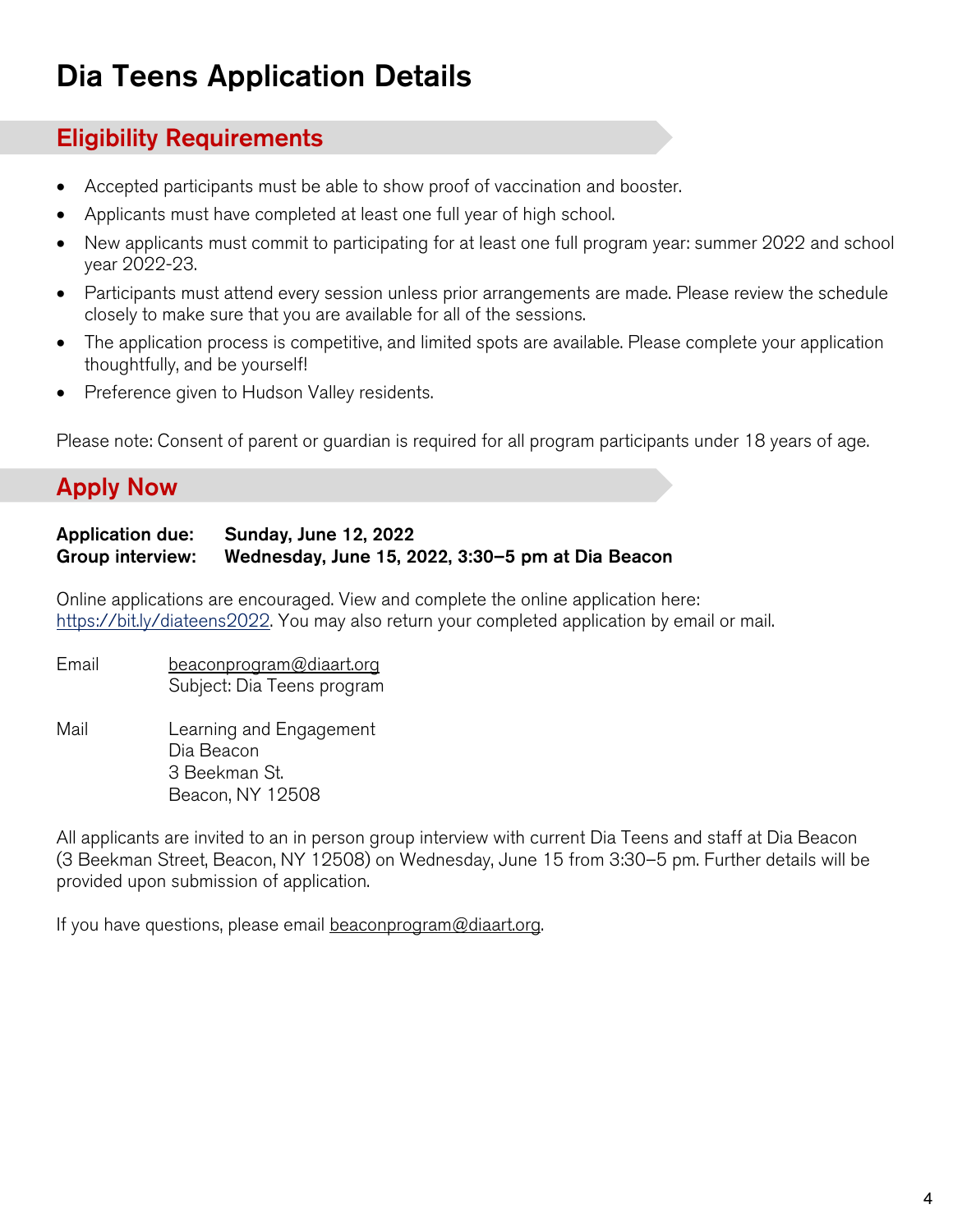# Dia Teens Application Details

## Eligibility Requirements

- Accepted participants must be able to show proof of vaccination and booster.
- Applicants must have completed at least one full year of high school.
- New applicants must commit to participating for at least one full program year: summer 2022 and school year 2022-23.
- Participants must attend every session unless prior arrangements are made. Please review the schedule closely to make sure that you are available for all of the sessions.
- The application process is competitive, and limited spots are available. Please complete your application thoughtfully, and be yourself!
- Preference given to Hudson Valley residents.

Please note: Consent of parent or guardian is required for all program participants under 18 years of age.

## Apply Now

**Application due:** **Sunday, June 12, 2022**
**Group interview:** **Wednesday, June 15, 2022, 3:30–5 pm at Dia Beacon**

Online applications are encouraged. View and complete the online application here: https://bit.ly/diateens2022. You may also return your completed application by email or mail.

Email
beaconprogram@diaart.org
Subject: Dia Teens program

Mail
Learning and Engagement
Dia Beacon
3 Beekman St.
Beacon, NY 12508

All applicants are invited to an in person group interview with current Dia Teens and staff at Dia Beacon (3 Beekman Street, Beacon, NY 12508) on Wednesday, June 15 from 3:30–5 pm. Further details will be provided upon submission of application.

If you have questions, please email beaconprogram@diaart.org.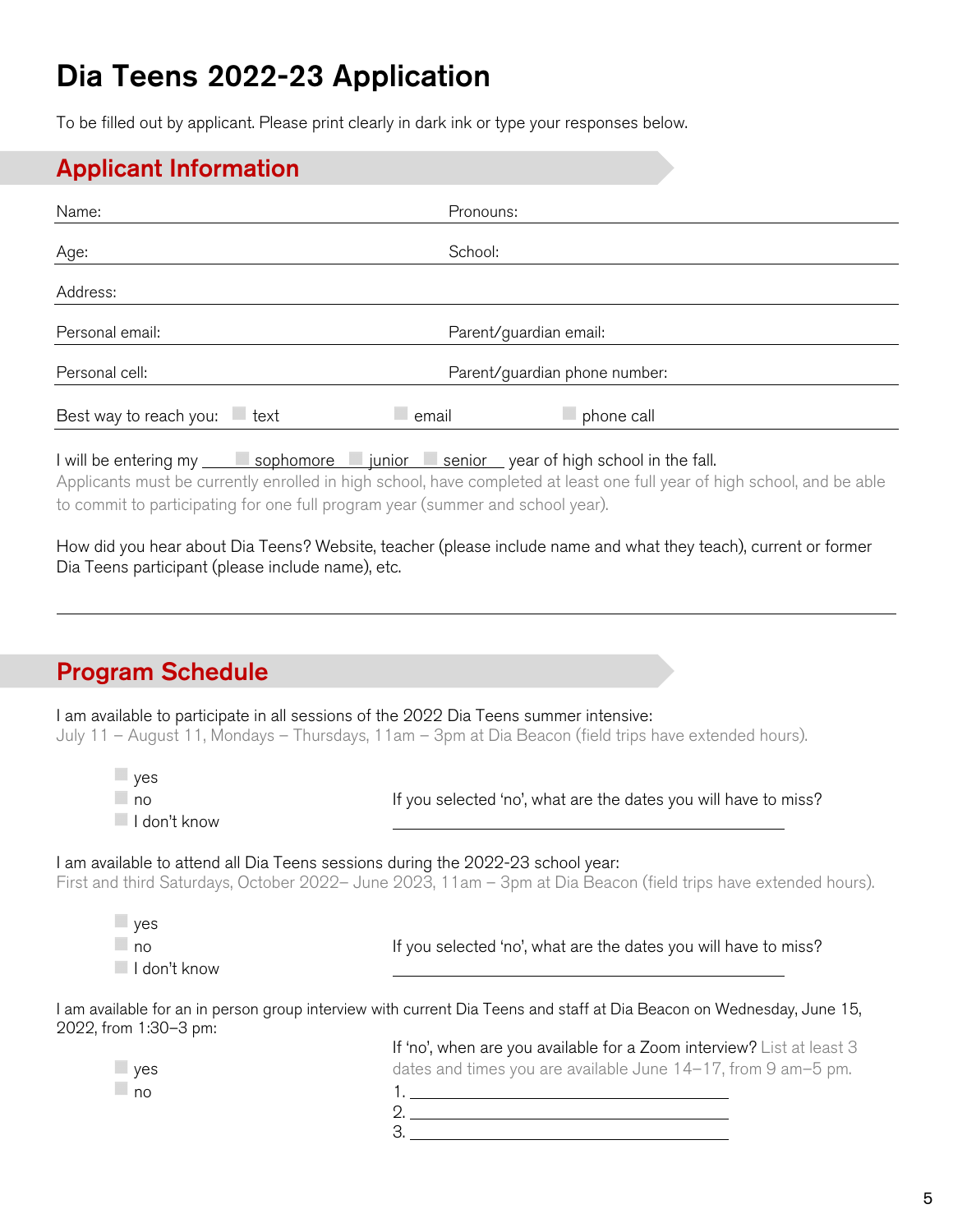# Dia Teens 2022-23 Application

To be filled out by applicant. Please print clearly in dark ink or type your responses below.

## Applicant Information

Name: ______________________ Pronouns: ______________________

Age: ______________________ School: ______________________

Address: ______________________________________________

Personal email: ______________________ Parent/guardian email: ______________________

Personal cell: ______________________ Parent/guardian phone number: ______________________

Best way to reach you: ☐ text ☐ email ☐ phone call

I will be entering my ☐ sophomore ☐ junior ☐ senior year of high school in the fall.
Applicants must be currently enrolled in high school, have completed at least one full year of high school, and be able to commit to participating for one full program year (summer and school year).

How did you hear about Dia Teens? Website, teacher (please include name and what they teach), current or former Dia Teens participant (please include name), etc.

______________________________________________

## Program Schedule

I am available to participate in all sessions of the 2022 Dia Teens summer intensive:
July 11 – August 11, Mondays – Thursdays, 11am – 3pm at Dia Beacon (field trips have extended hours).

- ☐ yes
- ☐ no
- ☐ I don't know

If you selected 'no', what are the dates you will have to miss? ______________________

I am available to attend all Dia Teens sessions during the 2022-23 school year:
First and third Saturdays, October 2022– June 2023, 11am – 3pm at Dia Beacon (field trips have extended hours).

- ☐ yes
- ☐ no
- ☐ I don't know

If you selected 'no', what are the dates you will have to miss? ______________________

I am available for an in person group interview with current Dia Teens and staff at Dia Beacon on Wednesday, June 15, 2022, from 1:30–3 pm:

- ☐ yes
- ☐ no

If 'no', when are you available for a Zoom interview? List at least 3 dates and times you are available June 14–17, from 9 am–5 pm.

1. ______________________
2. ______________________
3. ______________________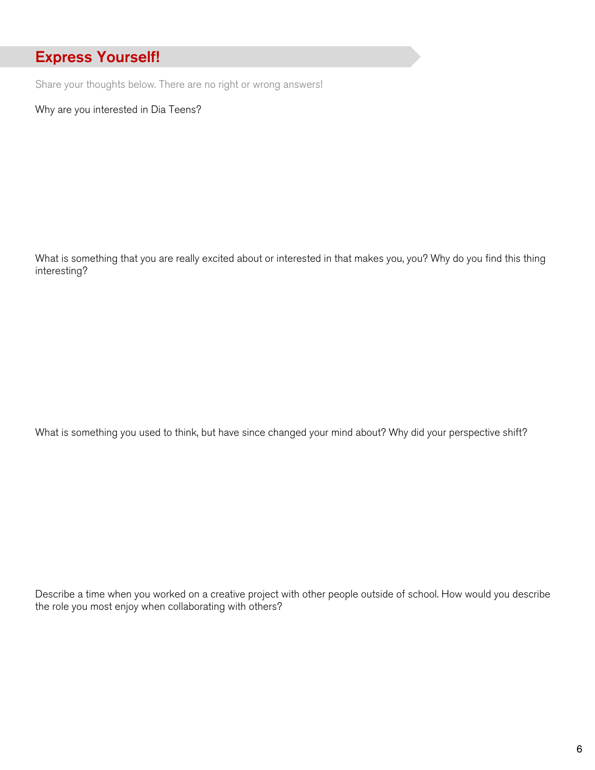## Express Yourself!

Share your thoughts below. There are no right or wrong answers!

Why are you interested in Dia Teens?

What is something that you are really excited about or interested in that makes you, you? Why do you find this thing interesting?

What is something you used to think, but have since changed your mind about? Why did your perspective shift?

Describe a time when you worked on a creative project with other people outside of school. How would you describe the role you most enjoy when collaborating with others?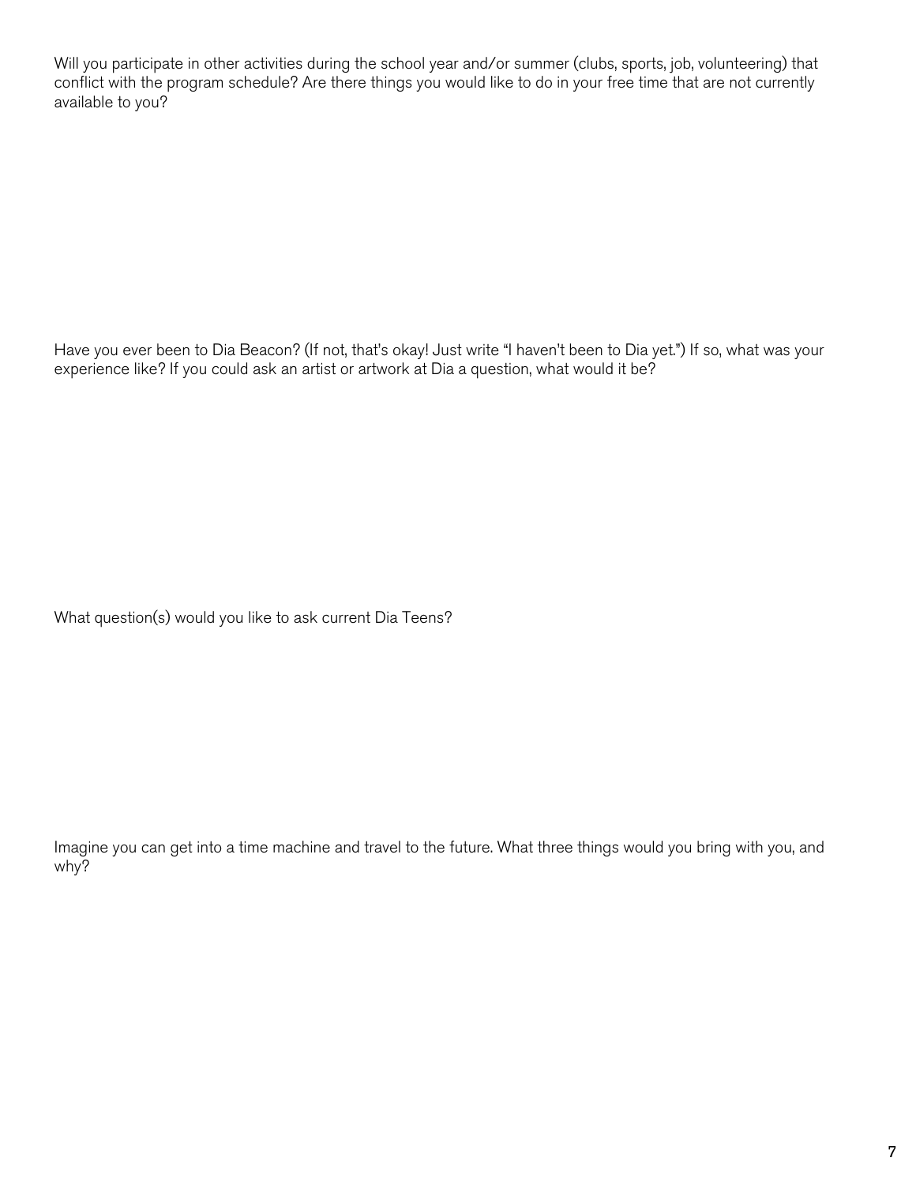Will you participate in other activities during the school year and/or summer (clubs, sports, job, volunteering) that conflict with the program schedule? Are there things you would like to do in your free time that are not currently available to you?

Have you ever been to Dia Beacon? (If not, that's okay! Just write "I haven't been to Dia yet.") If so, what was your experience like? If you could ask an artist or artwork at Dia a question, what would it be?

What question(s) would you like to ask current Dia Teens?

Imagine you can get into a time machine and travel to the future. What three things would you bring with you, and why?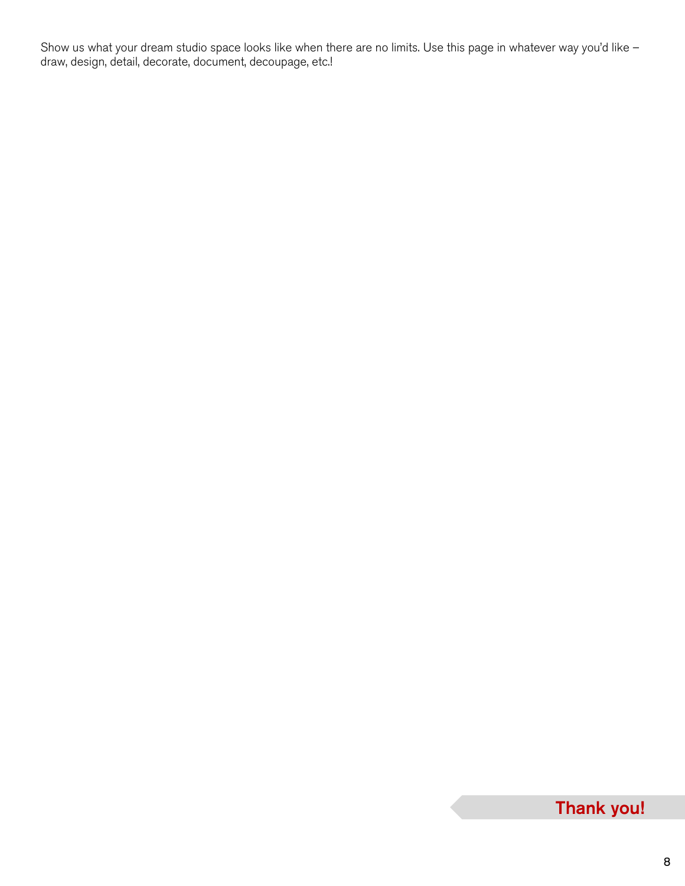Show us what your dream studio space looks like when there are no limits. Use this page in whatever way you'd like – draw, design, detail, decorate, document, decoupage, etc.!

**Thank you!**